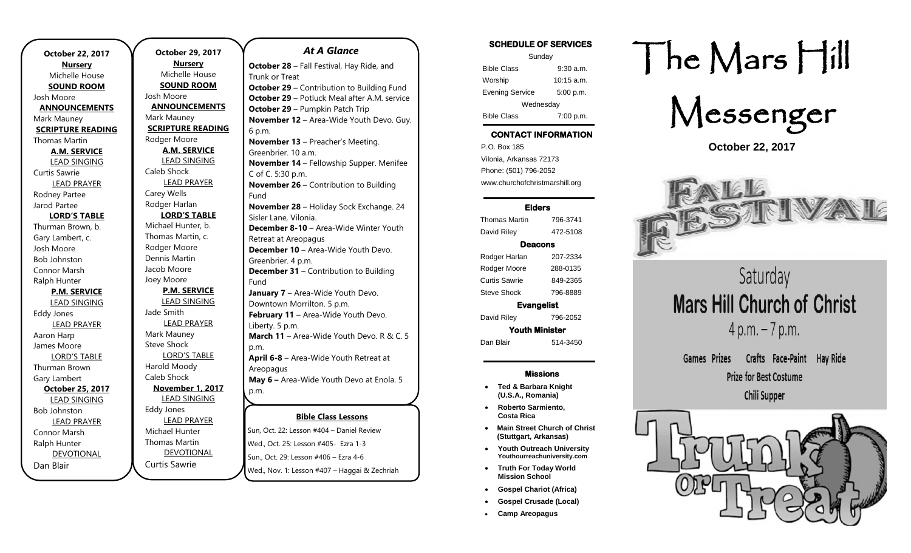**October 22, 2017**

**NURSERY**
Michelle House

**SOUND ROOM**
Josh Moore

**ANNOUNCEMENTS**
Mark Mauney

**SCRIPTURE READING**
Thomas Martin

**A.M. SERVICE**

LEAD SINGING
Curtis Sawrie

LEAD PRAYER
Rodney Partee
Jarod Partee

**LORD'S TABLE**
Thurman Brown, b.
Gary Lambert, c.
Josh Moore
Bob Johnston
Connor Marsh
Ralph Hunter

**P.M. SERVICE**

LEAD SINGING
Eddy Jones

LEAD PRAYER
Aaron Harp
James Moore

LORD'S TABLE
Thurman Brown
Gary Lambert

**October 25, 2017**

LEAD SINGING
Bob Johnston

LEAD PRAYER
Connor Marsh
Ralph Hunter

DEVOTIONAL
Dan Blair

**October 29, 2017**

**NURSERY**
Michelle House

**SOUND ROOM**
Josh Moore

**ANNOUNCEMENTS**
Mark Mauney

**SCRIPTURE READING**
Rodger Moore

**A.M. SERVICE**

LEAD SINGING
Caleb Shock

LEAD PRAYER
Carey Wells
Rodger Harlan

**LORD'S TABLE**
Michael Hunter, b.
Thomas Martin, c.
Rodger Moore
Dennis Martin
Jacob Moore
Joey Moore

**P.M. SERVICE**

LEAD SINGING
Jade Smith

LEAD PRAYER
Mark Mauney
Steve Shock

LORD'S TABLE
Harold Moody
Caleb Shock

**November 1, 2017**

LEAD SINGING
Eddy Jones

LEAD PRAYER
Michael Hunter
Thomas Martin

DEVOTIONAL
Curtis Sawrie

## *At A Glance*

**October 28** – Fall Festival, Hay Ride, and Trunk or Treat
**October 29** – Contribution to Building Fund
**October 29** – Potluck Meal after A.M. service
**October 29** – Pumpkin Patch Trip
**November 12** – Area-Wide Youth Devo. Guy. 6 p.m.
**November 13** – Preacher's Meeting. Greenbrier. 10 a.m.
**November 14** – Fellowship Supper. Menifee C of C. 5:30 p.m.
**November 26** – Contribution to Building Fund
**November 28** – Holiday Sock Exchange. 24 Sisler Lane, Vilonia.
**December 8-10** – Area-Wide Winter Youth Retreat at Areopagus
**December 10** – Area-Wide Youth Devo. Greenbrier. 4 p.m.
**December 31** – Contribution to Building Fund
**January 7** – Area-Wide Youth Devo. Downtown Morrilton. 5 p.m.
**February 11** – Area-Wide Youth Devo. Liberty. 5 p.m.
**March 11** – Area-Wide Youth Devo. R & C. 5 p.m.
**April 6-8** – Area-Wide Youth Retreat at Areopagus
**May 6 –** Area-Wide Youth Devo at Enola. 5 p.m.

**Bible Class Lessons**

Sun, Oct. 22: Lesson #404 – Daniel Review
Wed., Oct. 25: Lesson #405- Ezra 1-3
Sun., Oct. 29: Lesson #406 – Ezra 4-6
Wed., Nov. 1: Lesson #407 – Haggai & Zechriah

### SCHEDULE OF SERVICES

| Sunday | |
|---|---|
| Bible Class | 9:30 a.m. |
| Worship | 10:15 a.m. |
| Evening Service | 5:00 p.m. |
| Wednesday | |
| Bible Class | 7:00 p.m. |

### CONTACT INFORMATION

P.O. Box 185
Vilonia, Arkansas 72173
Phone: (501) 796-2052
www.churchofchristmarshill.org

### Elders

| | |
|---|---|
| Thomas Martin | 796-3741 |
| David Riley | 472-5108 |

### Deacons

| | |
|---|---|
| Rodger Harlan | 207-2334 |
| Rodger Moore | 288-0135 |
| Curtis Sawrie | 849-2365 |
| Steve Shock | 796-8889 |

### Evangelist

| | |
|---|---|
| David Riley | 796-2052 |

### Youth Minister

| | |
|---|---|
| Dan Blair | 514-3450 |

### Missions

- **Ted & Barbara Knight (U.S.A., Romania)**
- **Roberto Sarmiento, Costa Rica**
- **Main Street Church of Christ (Stuttgart, Arkansas)**
- **Youth Outreach University** Youthourreachuniversity.com
- **Truth For Today World Mission School**
- **Gospel Chariot (Africa)**
- **Gospel Crusade (Local)**
- **Camp Areopagus**

# The Mars Hill Messenger

**October 22, 2017**

FALL FESTIVAL

Saturday
**Mars Hill Church of Christ**
4 p.m. – 7 p.m.

Games Prizes Crafts Face-Paint Hay Ride
Prize for Best Costume
Chili Supper

Trunk or Treat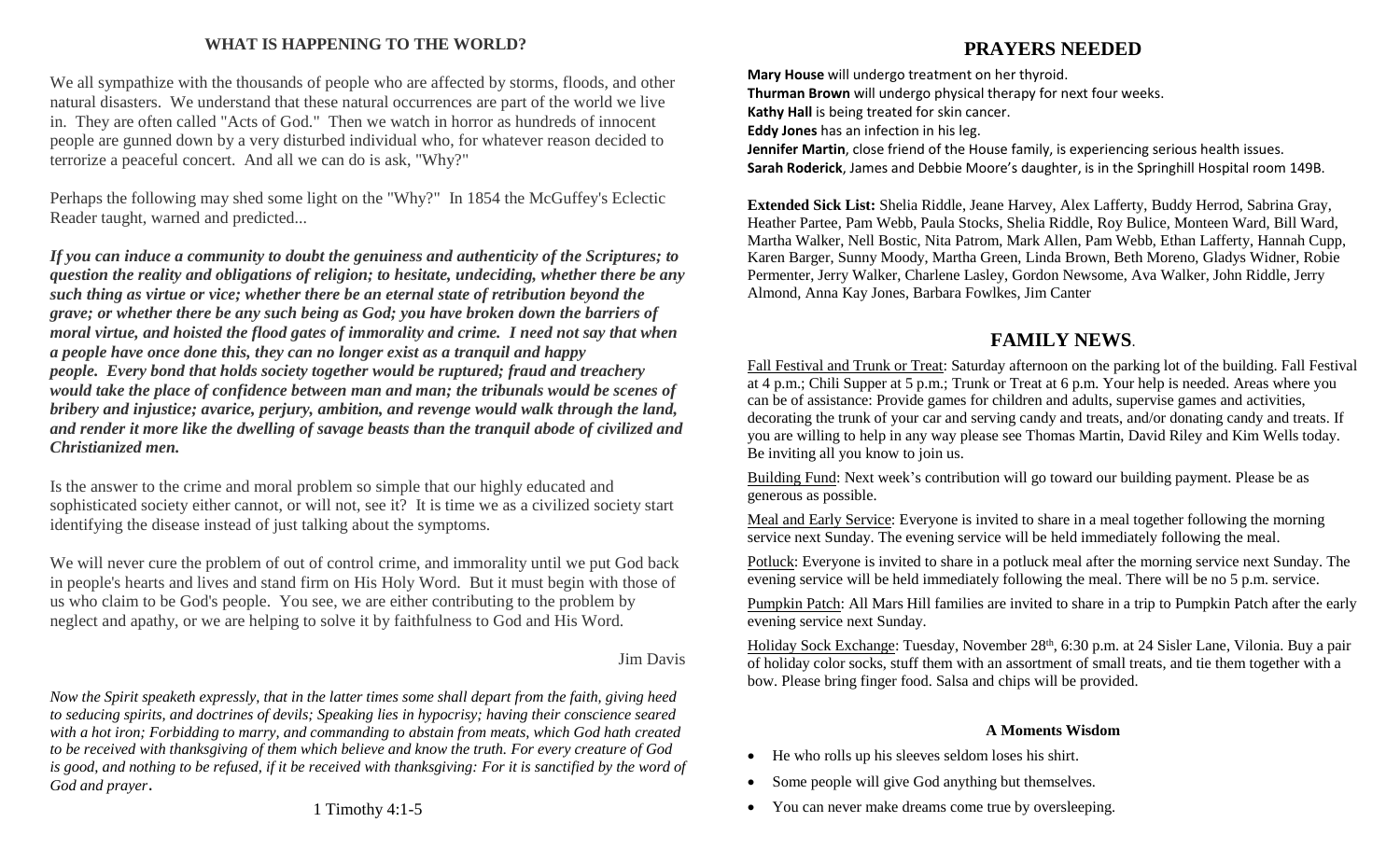### WHAT IS HAPPENING TO THE WORLD?

We all sympathize with the thousands of people who are affected by storms, floods, and other natural disasters. We understand that these natural occurrences are part of the world we live in. They are often called "Acts of God." Then we watch in horror as hundreds of innocent people are gunned down by a very disturbed individual who, for whatever reason decided to terrorize a peaceful concert. And all we can do is ask, "Why?"

Perhaps the following may shed some light on the "Why?" In 1854 the McGuffey's Eclectic Reader taught, warned and predicted...

***If you can induce a community to doubt the genuiness and authenticity of the Scriptures; to question the reality and obligations of religion; to hesitate, undeciding, whether there be any such thing as virtue or vice; whether there be an eternal state of retribution beyond the grave; or whether there be any such being as God; you have broken down the barriers of moral virtue, and hoisted the flood gates of immorality and crime. I need not say that when a people have once done this, they can no longer exist as a tranquil and happy people. Every bond that holds society together would be ruptured; fraud and treachery would take the place of confidence between man and man; the tribunals would be scenes of bribery and injustice; avarice, perjury, ambition, and revenge would walk through the land, and render it more like the dwelling of savage beasts than the tranquil abode of civilized and Christianized men.***

Is the answer to the crime and moral problem so simple that our highly educated and sophisticated society either cannot, or will not, see it? It is time we as a civilized society start identifying the disease instead of just talking about the symptoms.

We will never cure the problem of out of control crime, and immorality until we put God back in people's hearts and lives and stand firm on His Holy Word. But it must begin with those of us who claim to be God's people. You see, we are either contributing to the problem by neglect and apathy, or we are helping to solve it by faithfulness to God and His Word.

Jim Davis

*Now the Spirit speaketh expressly, that in the latter times some shall depart from the faith, giving heed to seducing spirits, and doctrines of devils; Speaking lies in hypocrisy; having their conscience seared with a hot iron; Forbidding to marry, and commanding to abstain from meats, which God hath created to be received with thanksgiving of them which believe and know the truth. For every creature of God is good, and nothing to be refused, if it be received with thanksgiving: For it is sanctified by the word of God and prayer.*

1 Timothy 4:1-5

## PRAYERS NEEDED

**Mary House** will undergo treatment on her thyroid.
**Thurman Brown** will undergo physical therapy for next four weeks.
**Kathy Hall** is being treated for skin cancer.
**Eddy Jones** has an infection in his leg.
**Jennifer Martin**, close friend of the House family, is experiencing serious health issues.
**Sarah Roderick**, James and Debbie Moore's daughter, is in the Springhill Hospital room 149B.

**Extended Sick List:** Shelia Riddle, Jeane Harvey, Alex Lafferty, Buddy Herrod, Sabrina Gray, Heather Partee, Pam Webb, Paula Stocks, Shelia Riddle, Roy Bulice, Monteen Ward, Bill Ward, Martha Walker, Nell Bostic, Nita Patrom, Mark Allen, Pam Webb, Ethan Lafferty, Hannah Cupp, Karen Barger, Sunny Moody, Martha Green, Linda Brown, Beth Moreno, Gladys Widner, Robie Permenter, Jerry Walker, Charlene Lasley, Gordon Newsome, Ava Walker, John Riddle, Jerry Almond, Anna Kay Jones, Barbara Fowlkes, Jim Canter

## FAMILY NEWS.

Fall Festival and Trunk or Treat: Saturday afternoon on the parking lot of the building. Fall Festival at 4 p.m.; Chili Supper at 5 p.m.; Trunk or Treat at 6 p.m. Your help is needed. Areas where you can be of assistance: Provide games for children and adults, supervise games and activities, decorating the trunk of your car and serving candy and treats, and/or donating candy and treats. If you are willing to help in any way please see Thomas Martin, David Riley and Kim Wells today. Be inviting all you know to join us.

Building Fund: Next week's contribution will go toward our building payment. Please be as generous as possible.

Meal and Early Service: Everyone is invited to share in a meal together following the morning service next Sunday. The evening service will be held immediately following the meal.

Potluck: Everyone is invited to share in a potluck meal after the morning service next Sunday. The evening service will be held immediately following the meal. There will be no 5 p.m. service.

Pumpkin Patch: All Mars Hill families are invited to share in a trip to Pumpkin Patch after the early evening service next Sunday.

Holiday Sock Exchange: Tuesday, November 28th, 6:30 p.m. at 24 Sisler Lane, Vilonia. Buy a pair of holiday color socks, stuff them with an assortment of small treats, and tie them together with a bow. Please bring finger food. Salsa and chips will be provided.

#### A Moments Wisdom

- He who rolls up his sleeves seldom loses his shirt.
- Some people will give God anything but themselves.
- You can never make dreams come true by oversleeping.